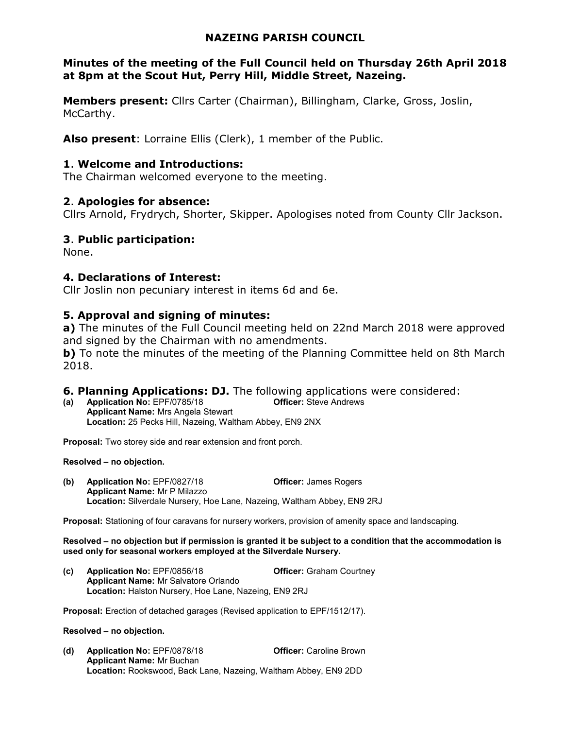# NAZEING PARISH COUNCIL

**Minutes of the meeting of the Full Council held on Thursday 26th April 2018 at 8pm at the Scout Hut, Perry Hill, Middle Street, Nazeing.**

**Members present:** Cllrs Carter (Chairman), Billingham, Clarke, Gross, Joslin, McCarthy.

**Also present**: Lorraine Ellis (Clerk), 1 member of the Public.

## 1. Welcome and Introductions:

The Chairman welcomed everyone to the meeting.

## 2. Apologies for absence:

Cllrs Arnold, Frydrych, Shorter, Skipper. Apologises noted from County Cllr Jackson.

## 3. Public participation:

None.

## 4. Declarations of Interest:

Cllr Joslin non pecuniary interest in items 6d and 6e.

## 5. Approval and signing of minutes:

**a)** The minutes of the Full Council meeting held on 22nd March 2018 were approved and signed by the Chairman with no amendments.

**b)** To note the minutes of the meeting of the Planning Committee held on 8th March 2018.

## 6. Planning Applications: DJ. 

The following applications were considered:

**(a)** **Application No:** EPF/0785/18 **Officer:** Steve Andrews
**Applicant Name:** Mrs Angela Stewart
**Location:** 25 Pecks Hill, Nazeing, Waltham Abbey, EN9 2NX

**Proposal:** Two storey side and rear extension and front porch.

**Resolved – no objection.**

**(b)** **Application No:** EPF/0827/18 **Officer:** James Rogers
**Applicant Name:** Mr P Milazzo
**Location:** Silverdale Nursery, Hoe Lane, Nazeing, Waltham Abbey, EN9 2RJ

**Proposal:** Stationing of four caravans for nursery workers, provision of amenity space and landscaping.

**Resolved – no objection but if permission is granted it be subject to a condition that the accommodation is used only for seasonal workers employed at the Silverdale Nursery.**

**(c)** **Application No:** EPF/0856/18 **Officer:** Graham Courtney
**Applicant Name:** Mr Salvatore Orlando
**Location:** Halston Nursery, Hoe Lane, Nazeing, EN9 2RJ

**Proposal:** Erection of detached garages (Revised application to EPF/1512/17).

**Resolved – no objection.**

**(d)** **Application No:** EPF/0878/18 **Officer:** Caroline Brown
**Applicant Name:** Mr Buchan
**Location:** Rookswood, Back Lane, Nazeing, Waltham Abbey, EN9 2DD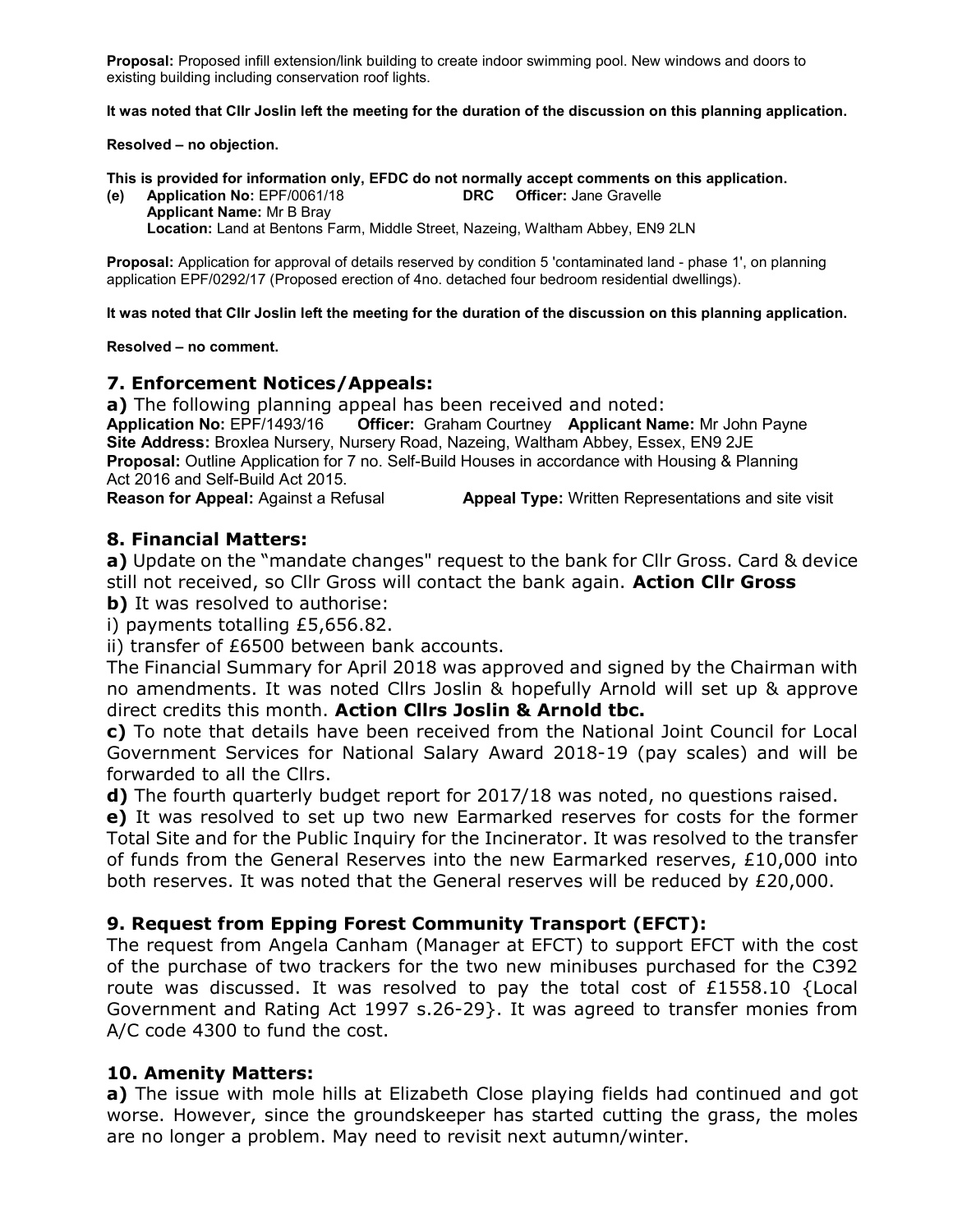**Proposal:** Proposed infill extension/link building to create indoor swimming pool. New windows and doors to existing building including conservation roof lights.

**It was noted that Cllr Joslin left the meeting for the duration of the discussion on this planning application.**

**Resolved – no objection.**

**This is provided for information only, EFDC do not normally accept comments on this application.**

**(e) Application No:** EPF/0061/18 **DRC Officer:** Jane Gravelle
**Applicant Name:** Mr B Bray
**Location:** Land at Bentons Farm, Middle Street, Nazeing, Waltham Abbey, EN9 2LN

**Proposal:** Application for approval of details reserved by condition 5 'contaminated land - phase 1', on planning application EPF/0292/17 (Proposed erection of 4no. detached four bedroom residential dwellings).

**It was noted that Cllr Joslin left the meeting for the duration of the discussion on this planning application.**

**Resolved – no comment.**

## 7. Enforcement Notices/Appeals:

**a)** The following planning appeal has been received and noted:
**Application No:** EPF/1493/16 **Officer:** Graham Courtney **Applicant Name:** Mr John Payne
**Site Address:** Broxlea Nursery, Nursery Road, Nazeing, Waltham Abbey, Essex, EN9 2JE
**Proposal:** Outline Application for 7 no. Self-Build Houses in accordance with Housing & Planning Act 2016 and Self-Build Act 2015.
**Reason for Appeal:** Against a Refusal **Appeal Type:** Written Representations and site visit

## 8. Financial Matters:

**a)** Update on the "mandate changes" request to the bank for Cllr Gross. Card & device still not received, so Cllr Gross will contact the bank again. **Action Cllr Gross**

**b)** It was resolved to authorise:

i) payments totalling £5,656.82.

ii) transfer of £6500 between bank accounts.

The Financial Summary for April 2018 was approved and signed by the Chairman with no amendments. It was noted Cllrs Joslin & hopefully Arnold will set up & approve direct credits this month. **Action Cllrs Joslin & Arnold tbc.**

**c)** To note that details have been received from the National Joint Council for Local Government Services for National Salary Award 2018-19 (pay scales) and will be forwarded to all the Cllrs.

**d)** The fourth quarterly budget report for 2017/18 was noted, no questions raised.

**e)** It was resolved to set up two new Earmarked reserves for costs for the former Total Site and for the Public Inquiry for the Incinerator. It was resolved to the transfer of funds from the General Reserves into the new Earmarked reserves, £10,000 into both reserves. It was noted that the General reserves will be reduced by £20,000.

## 9. Request from Epping Forest Community Transport (EFCT):

The request from Angela Canham (Manager at EFCT) to support EFCT with the cost of the purchase of two trackers for the two new minibuses purchased for the C392 route was discussed. It was resolved to pay the total cost of £1558.10 {Local Government and Rating Act 1997 s.26-29}. It was agreed to transfer monies from A/C code 4300 to fund the cost.

## 10. Amenity Matters:

**a)** The issue with mole hills at Elizabeth Close playing fields had continued and got worse. However, since the groundskeeper has started cutting the grass, the moles are no longer a problem. May need to revisit next autumn/winter.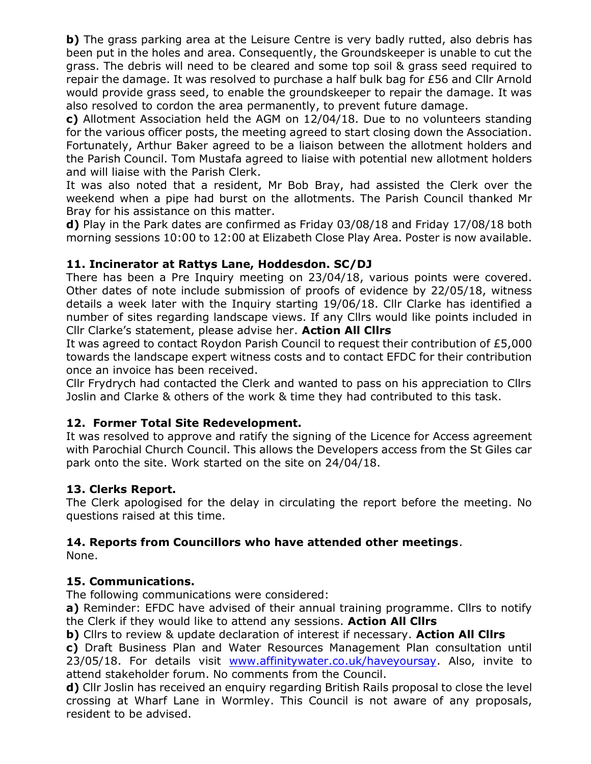**b)** The grass parking area at the Leisure Centre is very badly rutted, also debris has been put in the holes and area. Consequently, the Groundskeeper is unable to cut the grass. The debris will need to be cleared and some top soil & grass seed required to repair the damage. It was resolved to purchase a half bulk bag for £56 and Cllr Arnold would provide grass seed, to enable the groundskeeper to repair the damage. It was also resolved to cordon the area permanently, to prevent future damage.

**c)** Allotment Association held the AGM on 12/04/18. Due to no volunteers standing for the various officer posts, the meeting agreed to start closing down the Association. Fortunately, Arthur Baker agreed to be a liaison between the allotment holders and the Parish Council. Tom Mustafa agreed to liaise with potential new allotment holders and will liaise with the Parish Clerk.

It was also noted that a resident, Mr Bob Bray, had assisted the Clerk over the weekend when a pipe had burst on the allotments. The Parish Council thanked Mr Bray for his assistance on this matter.

**d)** Play in the Park dates are confirmed as Friday 03/08/18 and Friday 17/08/18 both morning sessions 10:00 to 12:00 at Elizabeth Close Play Area. Poster is now available.

### 11. Incinerator at Rattys Lane, Hoddesdon. SC/DJ

There has been a Pre Inquiry meeting on 23/04/18, various points were covered. Other dates of note include submission of proofs of evidence by 22/05/18, witness details a week later with the Inquiry starting 19/06/18. Cllr Clarke has identified a number of sites regarding landscape views. If any Cllrs would like points included in Cllr Clarke's statement, please advise her. **Action All Cllrs**

It was agreed to contact Roydon Parish Council to request their contribution of £5,000 towards the landscape expert witness costs and to contact EFDC for their contribution once an invoice has been received.

Cllr Frydrych had contacted the Clerk and wanted to pass on his appreciation to Cllrs Joslin and Clarke & others of the work & time they had contributed to this task.

### 12. Former Total Site Redevelopment.

It was resolved to approve and ratify the signing of the Licence for Access agreement with Parochial Church Council. This allows the Developers access from the St Giles car park onto the site. Work started on the site on 24/04/18.

### 13. Clerks Report.

The Clerk apologised for the delay in circulating the report before the meeting. No questions raised at this time.

### 14. Reports from Councillors who have attended other meetings.

None.

### 15. Communications.

The following communications were considered:

**a)** Reminder: EFDC have advised of their annual training programme. Cllrs to notify the Clerk if they would like to attend any sessions. **Action All Cllrs**

**b)** Cllrs to review & update declaration of interest if necessary. **Action All Cllrs**

**c)** Draft Business Plan and Water Resources Management Plan consultation until 23/05/18. For details visit www.affinitywater.co.uk/haveyoursay. Also, invite to attend stakeholder forum. No comments from the Council.

**d)** Cllr Joslin has received an enquiry regarding British Rails proposal to close the level crossing at Wharf Lane in Wormley. This Council is not aware of any proposals, resident to be advised.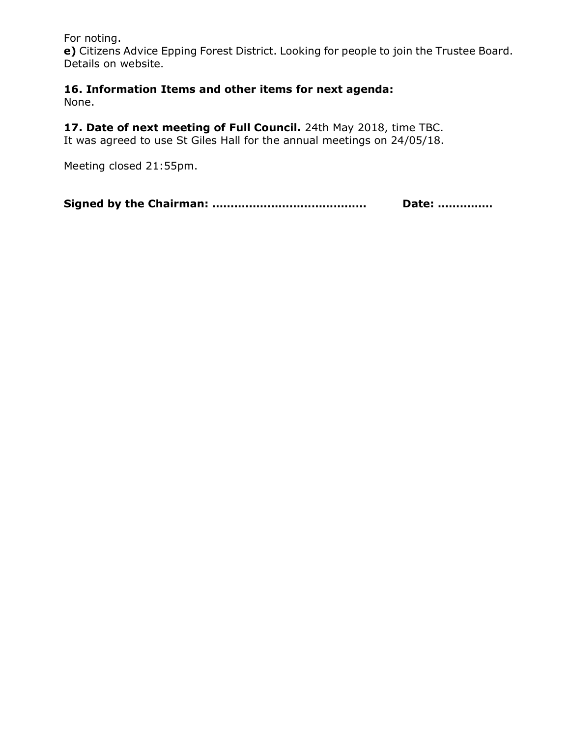For noting.

**e)** Citizens Advice Epping Forest District. Looking for people to join the Trustee Board. Details on website.

**16. Information Items and other items for next agenda:**
None.

**17. Date of next meeting of Full Council.** 24th May 2018, time TBC.
It was agreed to use St Giles Hall for the annual meetings on 24/05/18.

Meeting closed 21:55pm.

**Signed by the Chairman: …………………………………… Date: ……………**